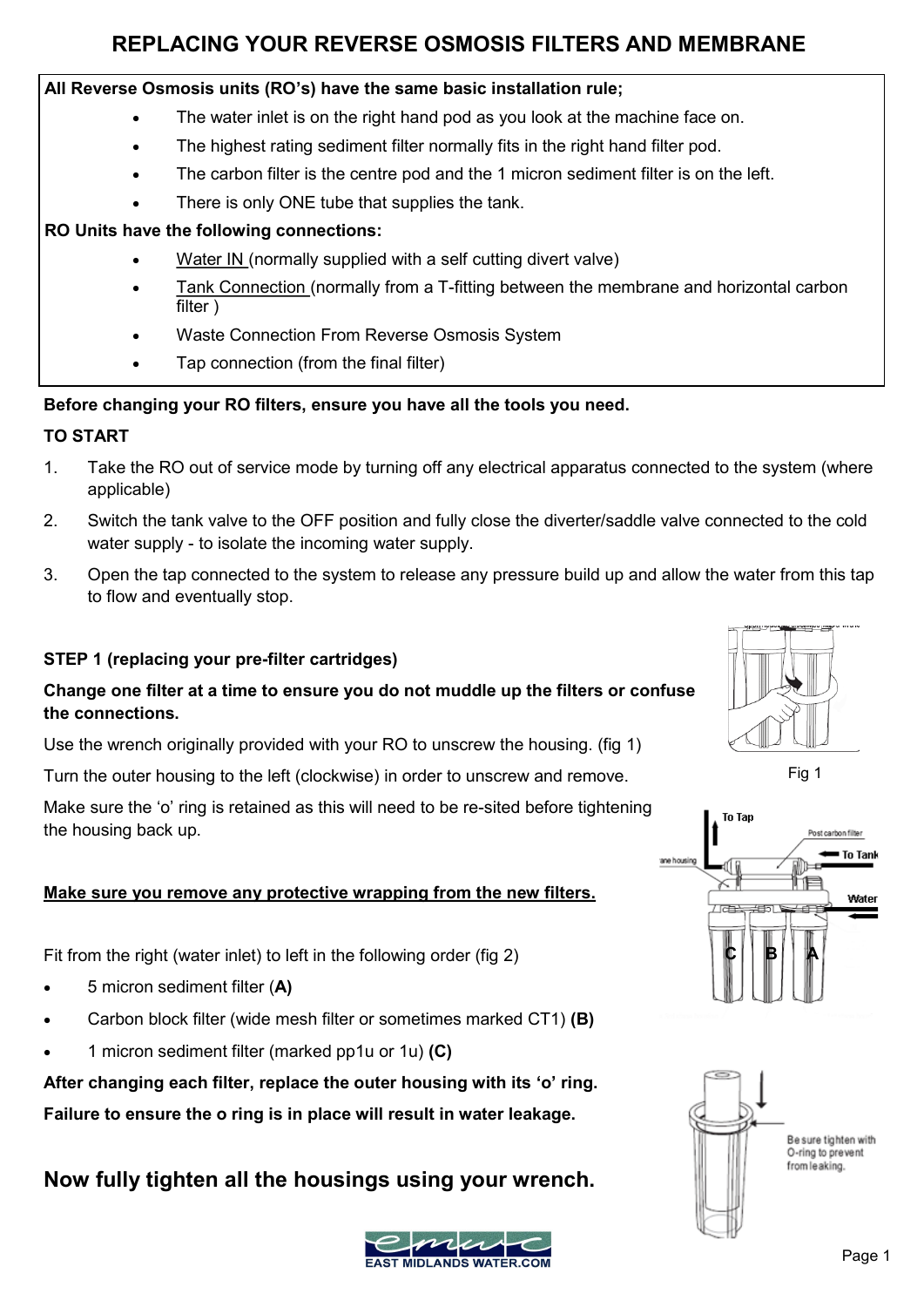# REPLACING YOUR REVERSE OSMOSIS FILTERS AND MEMBRANE

**All Reverse Osmosis units (RO's) have the same basic installation rule;**

- The water inlet is on the right hand pod as you look at the machine face on.
- The highest rating sediment filter normally fits in the right hand filter pod.
- The carbon filter is the centre pod and the 1 micron sediment filter is on the left.
- There is only ONE tube that supplies the tank.

**RO Units have the following connections:**

- Water IN (normally supplied with a self cutting divert valve)
- Tank Connection (normally from a T-fitting between the membrane and horizontal carbon filter )
- Waste Connection From Reverse Osmosis System
- Tap connection (from the final filter)

**Before changing your RO filters, ensure you have all the tools you need.**

**TO START**

1. Take the RO out of service mode by turning off any electrical apparatus connected to the system (where applicable)
2. Switch the tank valve to the OFF position and fully close the diverter/saddle valve connected to the cold water supply - to isolate the incoming water supply.
3. Open the tap connected to the system to release any pressure build up and allow the water from this tap to flow and eventually stop.

**STEP 1 (replacing your pre-filter cartridges)**

**Change one filter at a time to ensure you do not muddle up the filters or confuse the connections.**

Use the wrench originally provided with your RO to unscrew the housing. (fig 1)

Turn the outer housing to the left (clockwise) in order to unscrew and remove.

Make sure the 'o' ring is retained as this will need to be re-sited before tightening the housing back up.

Fig 1

**Make sure you remove any protective wrapping from the new filters.**

Fit from the right (water inlet) to left in the following order (fig 2)

- 5 micron sediment filter (**A)**
- Carbon block filter (wide mesh filter or sometimes marked CT1) **(B)**
- 1 micron sediment filter (marked pp1u or 1u) **(C)**

**After changing each filter, replace the outer housing with its 'o' ring.**

**Failure to ensure the o ring is in place will result in water leakage.**

Be sure tighten with O-ring to prevent from leaking.

## Now fully tighten all the housings using your wrench.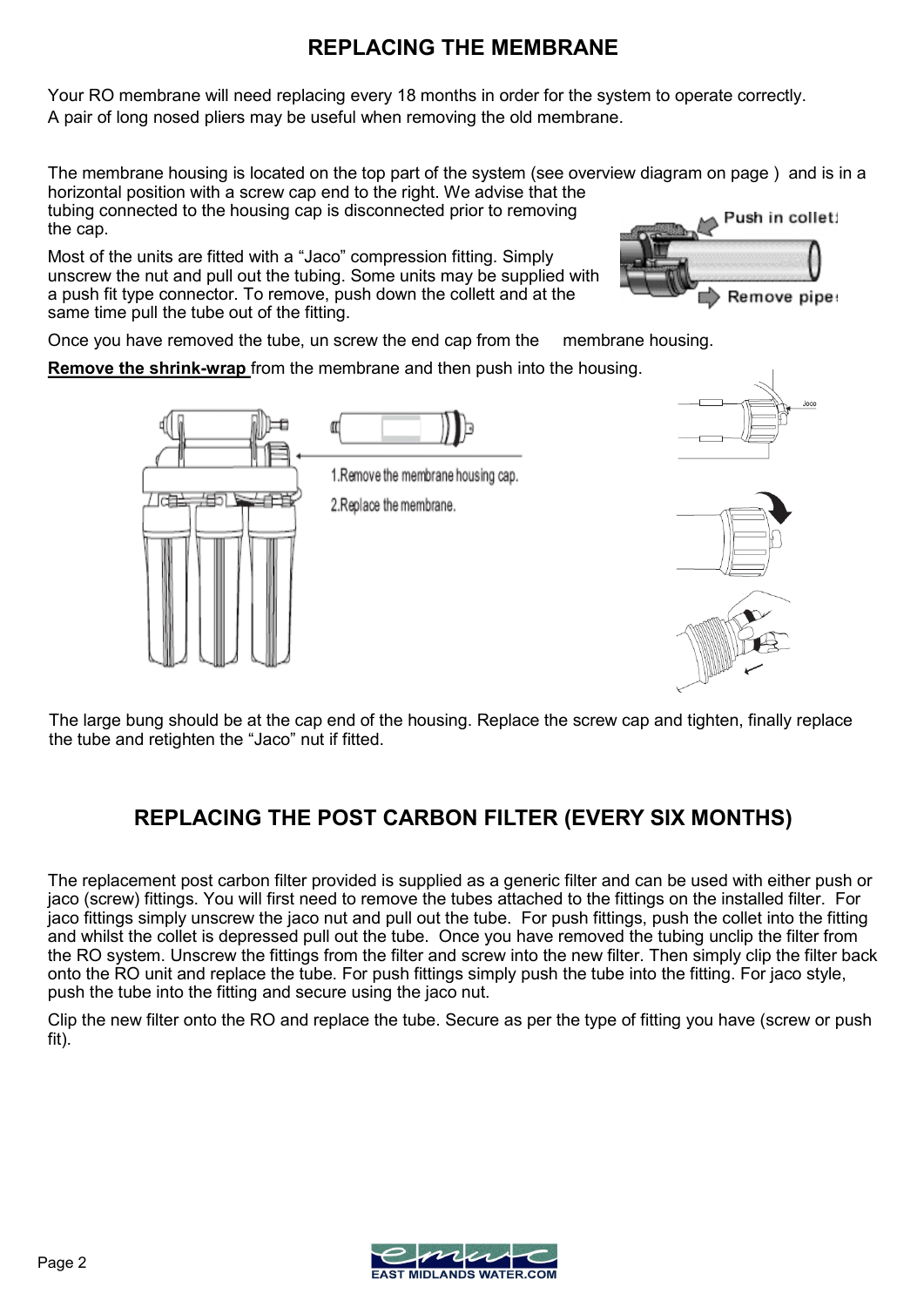# REPLACING THE MEMBRANE

Your RO membrane will need replacing every 18 months in order for the system to operate correctly.
A pair of long nosed pliers may be useful when removing the old membrane.

The membrane housing is located on the top part of the system (see overview diagram on page ) and is in a horizontal position with a screw cap end to the right. We advise that the tubing connected to the housing cap is disconnected prior to removing the cap.

Most of the units are fitted with a "Jaco" compression fitting. Simply unscrew the nut and pull out the tubing. Some units may be supplied with a push fit type connector. To remove, push down the collett and at the same time pull the tube out of the fitting.

Once you have removed the tube, un screw the end cap from the membrane housing.

**Remove the shrink-wrap** from the membrane and then push into the housing.

The large bung should be at the cap end of the housing. Replace the screw cap and tighten, finally replace the tube and retighten the "Jaco" nut if fitted.

# REPLACING THE POST CARBON FILTER (EVERY SIX MONTHS)

The replacement post carbon filter provided is supplied as a generic filter and can be used with either push or jaco (screw) fittings. You will first need to remove the tubes attached to the fittings on the installed filter. For jaco fittings simply unscrew the jaco nut and pull out the tube. For push fittings, push the collet into the fitting and whilst the collet is depressed pull out the tube. Once you have removed the tubing unclip the filter from the RO system. Unscrew the fittings from the filter and screw into the new filter. Then simply clip the filter back onto the RO unit and replace the tube. For push fittings simply push the tube into the fitting. For jaco style, push the tube into the fitting and secure using the jaco nut.

Clip the new filter onto the RO and replace the tube. Secure as per the type of fitting you have (screw or push fit).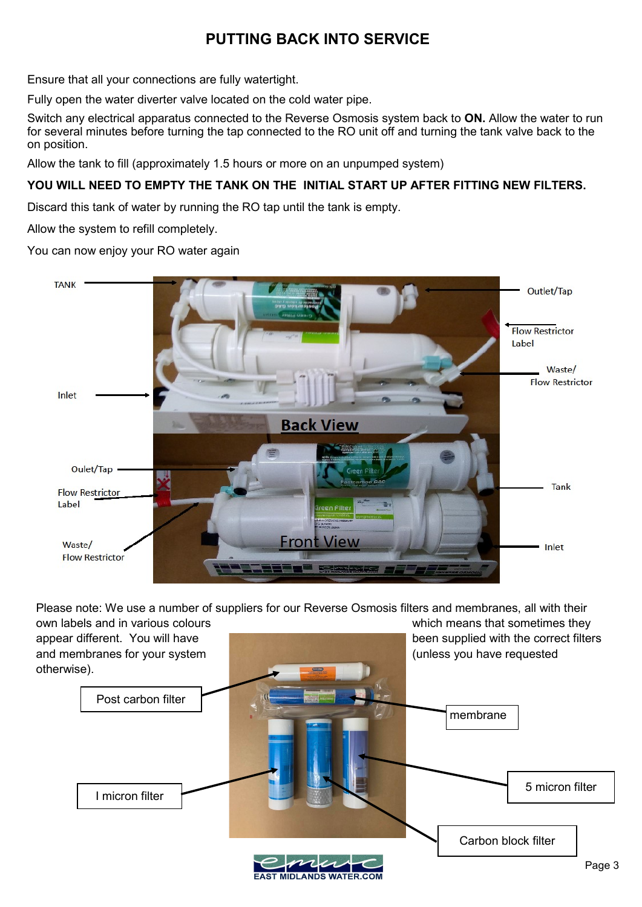# PUTTING BACK INTO SERVICE

Ensure that all your connections are fully watertight.

Fully open the water diverter valve located on the cold water pipe.

Switch any electrical apparatus connected to the Reverse Osmosis system back to **ON.** Allow the water to run for several minutes before turning the tap connected to the RO unit off and turning the tank valve back to the on position.

Allow the tank to fill (approximately 1.5 hours or more on an unpumped system)

**YOU WILL NEED TO EMPTY THE TANK ON THE INITIAL START UP AFTER FITTING NEW FILTERS.**

Discard this tank of water by running the RO tap until the tank is empty.

Allow the system to refill completely.

You can now enjoy your RO water again

Please note: We use a number of suppliers for our Reverse Osmosis filters and membranes, all with their own labels and in various colours which means that sometimes they appear different. You will have been supplied with the correct filters and membranes for your system (unless you have requested otherwise).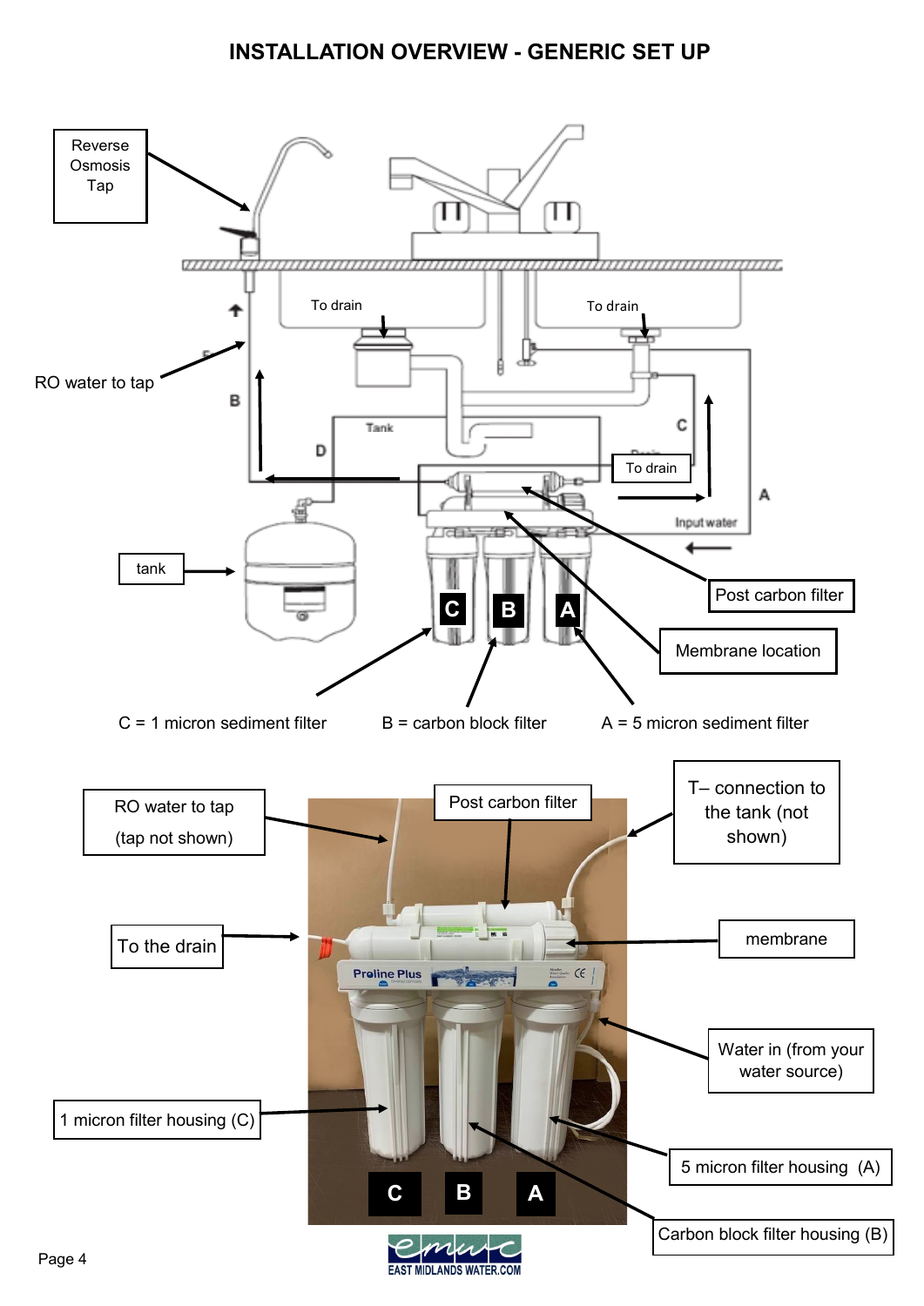# INSTALLATION OVERVIEW - GENERIC SET UP

Reverse Osmosis Tap

RO water to tap

To drain

To drain

Tank

B

D

C

A

To drain

Input water

tank

Post carbon filter

Membrane location

C

B

A

C = 1 micron sediment filter

B = carbon block filter

A = 5 micron sediment filter

RO water to tap (tap not shown)

Post carbon filter

T– connection to the tank (not shown)

To the drain

membrane

Water in (from your water source)

1 micron filter housing (C)

5 micron filter housing (A)

Carbon block filter housing (B)

C B A

EAST MIDLANDS WATER.COM